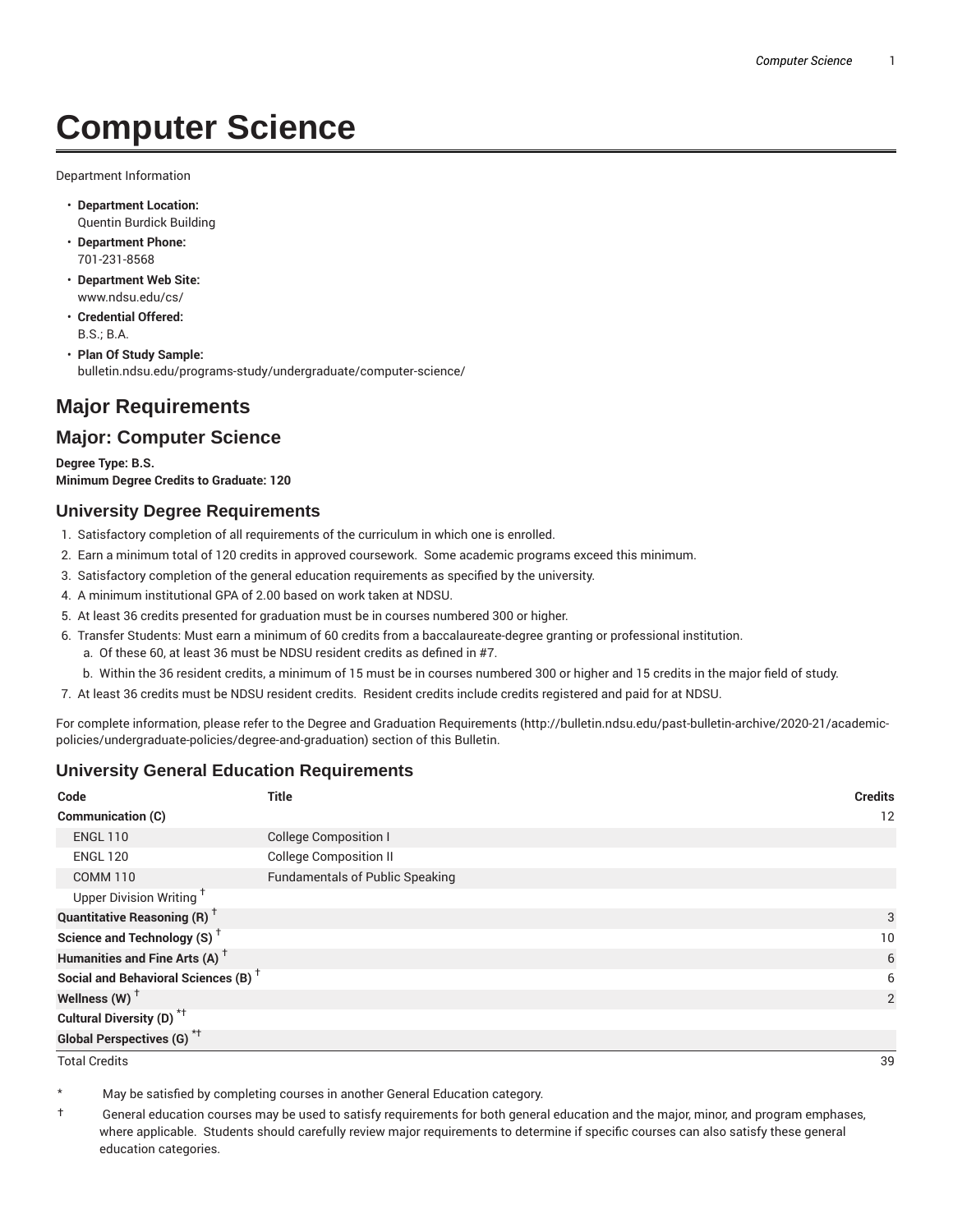# Computer Science

Department Information

- **Department Location:**
  Quentin Burdick Building
- **Department Phone:**
  701-231-8568
- **Department Web Site:**
  www.ndsu.edu/cs/
- **Credential Offered:**
  B.S.; B.A.
- **Plan Of Study Sample:**
  bulletin.ndsu.edu/programs-study/undergraduate/computer-science/

## Major Requirements

## Major: Computer Science

**Degree Type: B.S.**
**Minimum Degree Credits to Graduate: 120**

### University Degree Requirements

1. Satisfactory completion of all requirements of the curriculum in which one is enrolled.
2. Earn a minimum total of 120 credits in approved coursework. Some academic programs exceed this minimum.
3. Satisfactory completion of the general education requirements as specified by the university.
4. A minimum institutional GPA of 2.00 based on work taken at NDSU.
5. At least 36 credits presented for graduation must be in courses numbered 300 or higher.
6. Transfer Students: Must earn a minimum of 60 credits from a baccalaureate-degree granting or professional institution.
   a. Of these 60, at least 36 must be NDSU resident credits as defined in #7.
   b. Within the 36 resident credits, a minimum of 15 must be in courses numbered 300 or higher and 15 credits in the major field of study.
7. At least 36 credits must be NDSU resident credits. Resident credits include credits registered and paid for at NDSU.

For complete information, please refer to the Degree and Graduation Requirements (http://bulletin.ndsu.edu/past-bulletin-archive/2020-21/academic-policies/undergraduate-policies/degree-and-graduation) section of this Bulletin.

### University General Education Requirements

| Code | Title | Credits |
|---|---|---|
| **Communication (C)** | | 12 |
| ENGL 110 | College Composition I | |
| ENGL 120 | College Composition II | |
| COMM 110 | Fundamentals of Public Speaking | |
| Upper Division Writing † | | |
| **Quantitative Reasoning (R)** † | | 3 |
| **Science and Technology (S)** † | | 10 |
| **Humanities and Fine Arts (A)** † | | 6 |
| **Social and Behavioral Sciences (B)** † | | 6 |
| **Wellness (W)** † | | 2 |
| **Cultural Diversity (D)** *† | | |
| **Global Perspectives (G)** *† | | |
| Total Credits | | 39 |

\* May be satisfied by completing courses in another General Education category.

† General education courses may be used to satisfy requirements for both general education and the major, minor, and program emphases, where applicable. Students should carefully review major requirements to determine if specific courses can also satisfy these general education categories.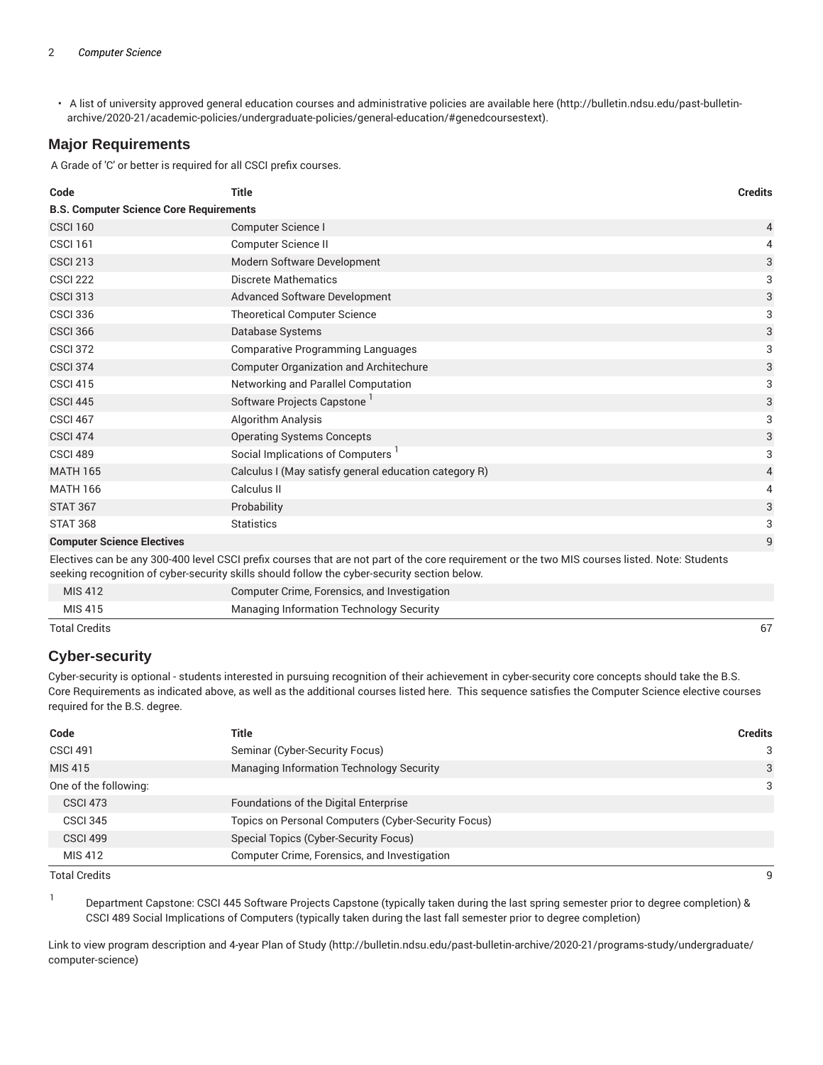- A list of university approved general education courses and administrative policies are available here (http://bulletin.ndsu.edu/past-bulletin-archive/2020-21/academic-policies/undergraduate-policies/general-education/#genedcoursestext).

## Major Requirements

A Grade of 'C' or better is required for all CSCI prefix courses.

| Code | Title | Credits |
|---|---|---|
| **B.S. Computer Science Core Requirements** | | |
| CSCI 160 | Computer Science I | 4 |
| CSCI 161 | Computer Science II | 4 |
| CSCI 213 | Modern Software Development | 3 |
| CSCI 222 | Discrete Mathematics | 3 |
| CSCI 313 | Advanced Software Development | 3 |
| CSCI 336 | Theoretical Computer Science | 3 |
| CSCI 366 | Database Systems | 3 |
| CSCI 372 | Comparative Programming Languages | 3 |
| CSCI 374 | Computer Organization and Architechure | 3 |
| CSCI 415 | Networking and Parallel Computation | 3 |
| CSCI 445 | Software Projects Capstone [1] | 3 |
| CSCI 467 | Algorithm Analysis | 3 |
| CSCI 474 | Operating Systems Concepts | 3 |
| CSCI 489 | Social Implications of Computers [1] | 3 |
| MATH 165 | Calculus I (May satisfy general education category R) | 4 |
| MATH 166 | Calculus II | 4 |
| STAT 367 | Probability | 3 |
| STAT 368 | Statistics | 3 |
| **Computer Science Electives** | | 9 |
| Electives can be any 300-400 level CSCI prefix courses that are not part of the core requirement or the two MIS courses listed. Note: Students seeking recognition of cyber-security skills should follow the cyber-security section below. | | |
| MIS 412 | Computer Crime, Forensics, and Investigation | |
| MIS 415 | Managing Information Technology Security | |
| Total Credits | | 67 |

## Cyber-security

Cyber-security is optional - students interested in pursuing recognition of their achievement in cyber-security core concepts should take the B.S. Core Requirements as indicated above, as well as the additional courses listed here. This sequence satisfies the Computer Science elective courses required for the B.S. degree.

| Code | Title | Credits |
|---|---|---|
| CSCI 491 | Seminar (Cyber-Security Focus) | 3 |
| MIS 415 | Managing Information Technology Security | 3 |
| One of the following: | | 3 |
| CSCI 473 | Foundations of the Digital Enterprise | |
| CSCI 345 | Topics on Personal Computers (Cyber-Security Focus) | |
| CSCI 499 | Special Topics (Cyber-Security Focus) | |
| MIS 412 | Computer Crime, Forensics, and Investigation | |
| Total Credits | | 9 |

[1] Department Capstone: CSCI 445 Software Projects Capstone (typically taken during the last spring semester prior to degree completion) & CSCI 489 Social Implications of Computers (typically taken during the last fall semester prior to degree completion)

Link to view program description and 4-year Plan of Study (http://bulletin.ndsu.edu/past-bulletin-archive/2020-21/programs-study/undergraduate/computer-science)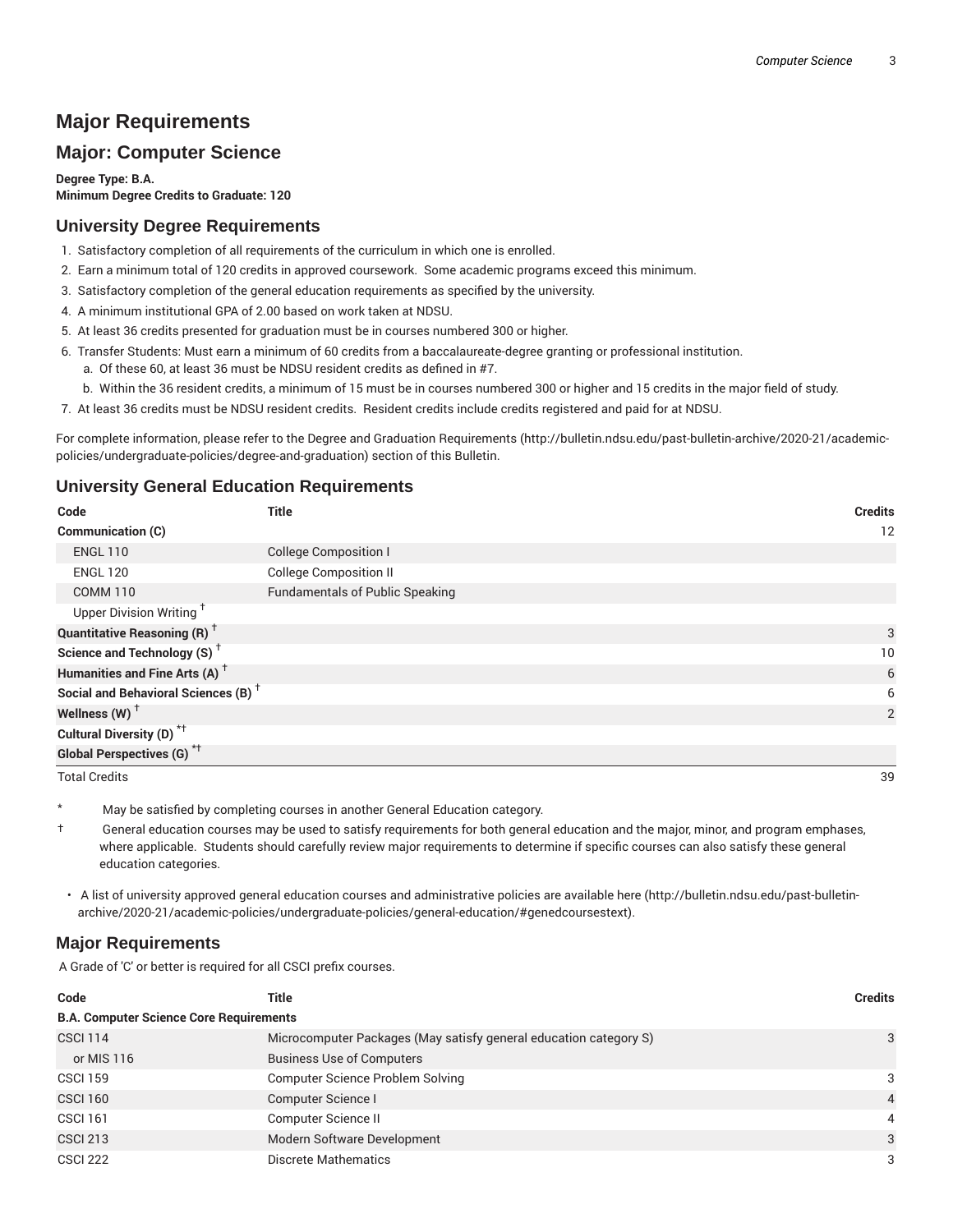# Major Requirements

## Major: Computer Science

**Degree Type: B.A.**
**Minimum Degree Credits to Graduate: 120**

### University Degree Requirements

1. Satisfactory completion of all requirements of the curriculum in which one is enrolled.
2. Earn a minimum total of 120 credits in approved coursework. Some academic programs exceed this minimum.
3. Satisfactory completion of the general education requirements as specified by the university.
4. A minimum institutional GPA of 2.00 based on work taken at NDSU.
5. At least 36 credits presented for graduation must be in courses numbered 300 or higher.
6. Transfer Students: Must earn a minimum of 60 credits from a baccalaureate-degree granting or professional institution.
   a. Of these 60, at least 36 must be NDSU resident credits as defined in #7.
   b. Within the 36 resident credits, a minimum of 15 must be in courses numbered 300 or higher and 15 credits in the major field of study.
7. At least 36 credits must be NDSU resident credits. Resident credits include credits registered and paid for at NDSU.

For complete information, please refer to the Degree and Graduation Requirements (http://bulletin.ndsu.edu/past-bulletin-archive/2020-21/academic-policies/undergraduate-policies/degree-and-graduation) section of this Bulletin.

### University General Education Requirements

| Code | Title | Credits |
|---|---|---|
| **Communication (C)** | | 12 |
| ENGL 110 | College Composition I | |
| ENGL 120 | College Composition II | |
| COMM 110 | Fundamentals of Public Speaking | |
| Upper Division Writing † | | |
| **Quantitative Reasoning (R) †** | | 3 |
| **Science and Technology (S) †** | | 10 |
| **Humanities and Fine Arts (A) †** | | 6 |
| **Social and Behavioral Sciences (B) †** | | 6 |
| **Wellness (W) †** | | 2 |
| **Cultural Diversity (D) *†** | | |
| **Global Perspectives (G) *†** | | |
| Total Credits | | 39 |

\* May be satisfied by completing courses in another General Education category.

† General education courses may be used to satisfy requirements for both general education and the major, minor, and program emphases, where applicable. Students should carefully review major requirements to determine if specific courses can also satisfy these general education categories.

- A list of university approved general education courses and administrative policies are available here (http://bulletin.ndsu.edu/past-bulletin-archive/2020-21/academic-policies/undergraduate-policies/general-education/#genedcoursestext).

### Major Requirements

A Grade of 'C' or better is required for all CSCI prefix courses.

| Code | Title | Credits |
|---|---|---|
| **B.A. Computer Science Core Requirements** | | |
| CSCI 114 | Microcomputer Packages (May satisfy general education category S) | 3 |
| or MIS 116 | Business Use of Computers | |
| CSCI 159 | Computer Science Problem Solving | 3 |
| CSCI 160 | Computer Science I | 4 |
| CSCI 161 | Computer Science II | 4 |
| CSCI 213 | Modern Software Development | 3 |
| CSCI 222 | Discrete Mathematics | 3 |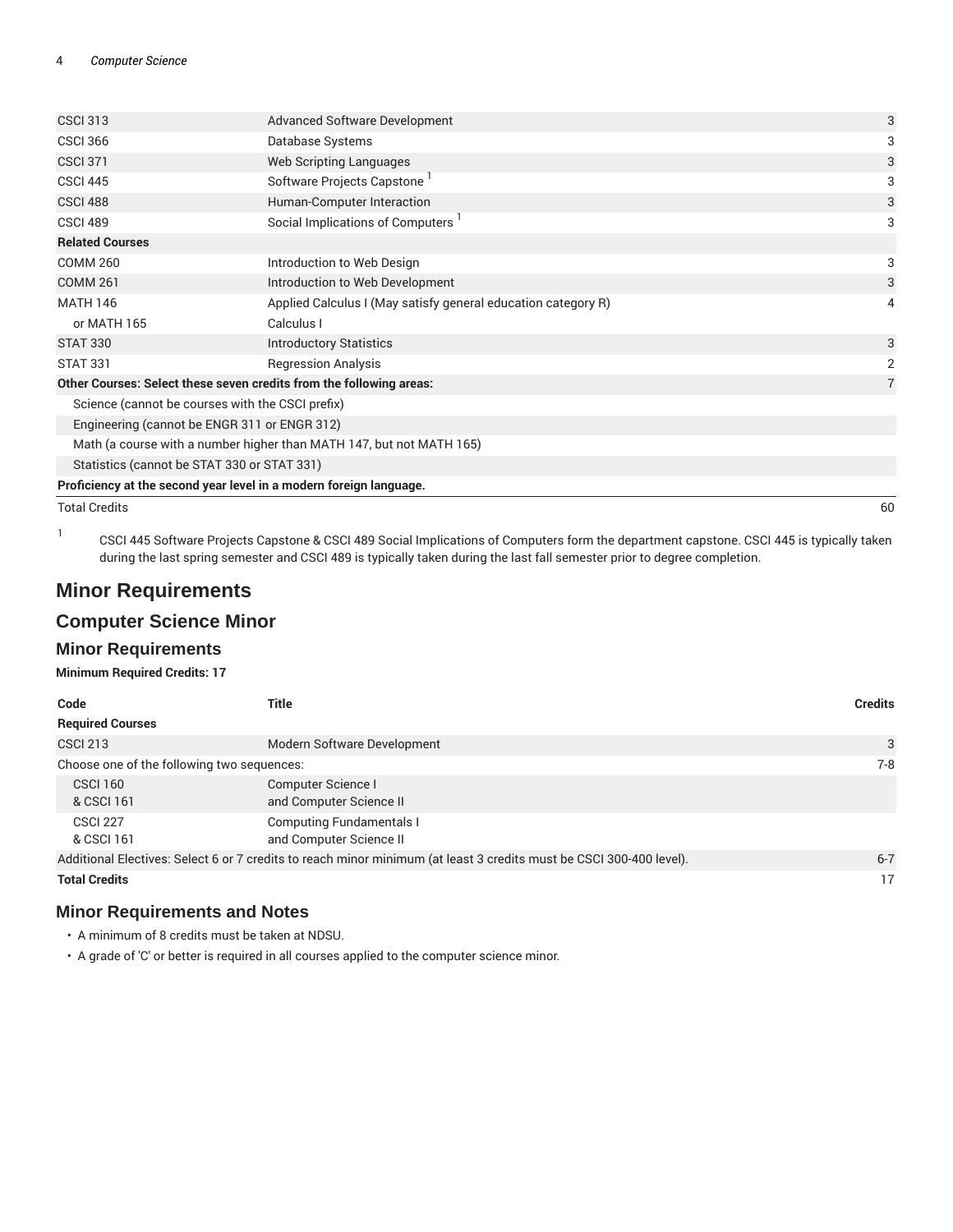| | | |
|---|---|---|
| CSCI 313 | Advanced Software Development | 3 |
| CSCI 366 | Database Systems | 3 |
| CSCI 371 | Web Scripting Languages | 3 |
| CSCI 445 | Software Projects Capstone [1] | 3 |
| CSCI 488 | Human-Computer Interaction | 3 |
| CSCI 489 | Social Implications of Computers [1] | 3 |
| **Related Courses** | | |
| COMM 260 | Introduction to Web Design | 3 |
| COMM 261 | Introduction to Web Development | 3 |
| MATH 146 | Applied Calculus I (May satisfy general education category R) | 4 |
| or MATH 165 | Calculus I | |
| STAT 330 | Introductory Statistics | 3 |
| STAT 331 | Regression Analysis | 2 |
| **Other Courses: Select these seven credits from the following areas:** | | 7 |
| Science (cannot be courses with the CSCI prefix) | | |
| Engineering (cannot be ENGR 311 or ENGR 312) | | |
| Math (a course with a number higher than MATH 147, but not MATH 165) | | |
| Statistics (cannot be STAT 330 or STAT 331) | | |
| **Proficiency at the second year level in a modern foreign language.** | | |
| Total Credits | | 60 |

1. CSCI 445 Software Projects Capstone & CSCI 489 Social Implications of Computers form the department capstone. CSCI 445 is typically taken during the last spring semester and CSCI 489 is typically taken during the last fall semester prior to degree completion.

# Minor Requirements

## Computer Science Minor

### Minor Requirements

**Minimum Required Credits: 17**

| Code | Title | Credits |
|---|---|---|
| **Required Courses** | | |
| CSCI 213 | Modern Software Development | 3 |
| Choose one of the following two sequences: | | 7-8 |
| CSCI 160 & CSCI 161 | Computer Science I and Computer Science II | |
| CSCI 227 & CSCI 161 | Computing Fundamentals I and Computer Science II | |
| Additional Electives: Select 6 or 7 credits to reach minor minimum (at least 3 credits must be CSCI 300-400 level). | | 6-7 |
| **Total Credits** | | 17 |

### Minor Requirements and Notes

- A minimum of 8 credits must be taken at NDSU.
- A grade of 'C' or better is required in all courses applied to the computer science minor.